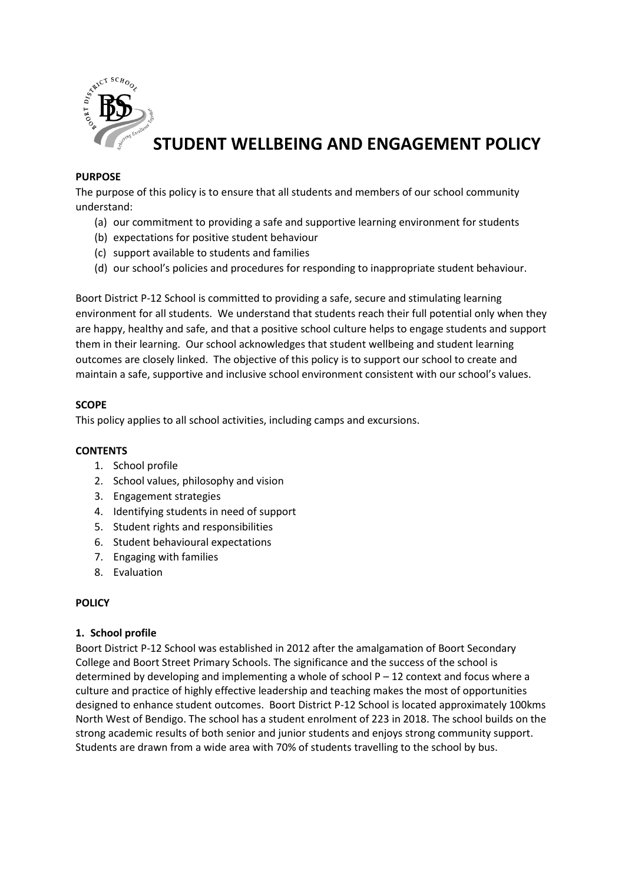# STUDENT WELLBEING AND ENGAGEMENT POLICY

**PURPOSE**

The purpose of this policy is to ensure that all students and members of our school community understand:

(a) our commitment to providing a safe and supportive learning environment for students
(b) expectations for positive student behaviour
(c) support available to students and families
(d) our school's policies and procedures for responding to inappropriate student behaviour.

Boort District P-12 School is committed to providing a safe, secure and stimulating learning environment for all students. We understand that students reach their full potential only when they are happy, healthy and safe, and that a positive school culture helps to engage students and support them in their learning. Our school acknowledges that student wellbeing and student learning outcomes are closely linked. The objective of this policy is to support our school to create and maintain a safe, supportive and inclusive school environment consistent with our school's values.

**SCOPE**

This policy applies to all school activities, including camps and excursions.

**CONTENTS**

1. School profile
2. School values, philosophy and vision
3. Engagement strategies
4. Identifying students in need of support
5. Student rights and responsibilities
6. Student behavioural expectations
7. Engaging with families
8. Evaluation

**POLICY**

**1. School profile**

Boort District P-12 School was established in 2012 after the amalgamation of Boort Secondary College and Boort Street Primary Schools. The significance and the success of the school is determined by developing and implementing a whole of school P – 12 context and focus where a culture and practice of highly effective leadership and teaching makes the most of opportunities designed to enhance student outcomes. Boort District P-12 School is located approximately 100kms North West of Bendigo. The school has a student enrolment of 223 in 2018. The school builds on the strong academic results of both senior and junior students and enjoys strong community support. Students are drawn from a wide area with 70% of students travelling to the school by bus.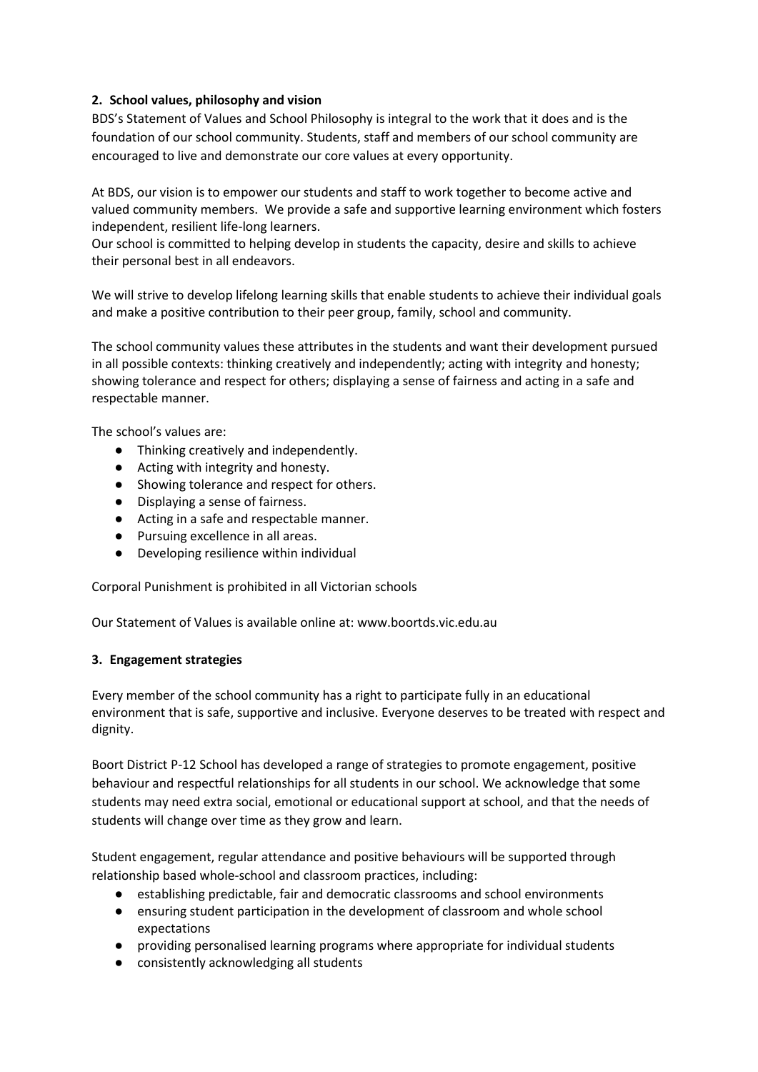## 2. School values, philosophy and vision

BDS's Statement of Values and School Philosophy is integral to the work that it does and is the foundation of our school community. Students, staff and members of our school community are encouraged to live and demonstrate our core values at every opportunity.

At BDS, our vision is to empower our students and staff to work together to become active and valued community members. We provide a safe and supportive learning environment which fosters independent, resilient life-long learners.
Our school is committed to helping develop in students the capacity, desire and skills to achieve their personal best in all endeavors.

We will strive to develop lifelong learning skills that enable students to achieve their individual goals and make a positive contribution to their peer group, family, school and community.

The school community values these attributes in the students and want their development pursued in all possible contexts: thinking creatively and independently; acting with integrity and honesty; showing tolerance and respect for others; displaying a sense of fairness and acting in a safe and respectable manner.

The school's values are:

- Thinking creatively and independently.
- Acting with integrity and honesty.
- Showing tolerance and respect for others.
- Displaying a sense of fairness.
- Acting in a safe and respectable manner.
- Pursuing excellence in all areas.
- Developing resilience within individual

Corporal Punishment is prohibited in all Victorian schools

Our Statement of Values is available online at: www.boortds.vic.edu.au

## 3. Engagement strategies

Every member of the school community has a right to participate fully in an educational environment that is safe, supportive and inclusive. Everyone deserves to be treated with respect and dignity.

Boort District P-12 School has developed a range of strategies to promote engagement, positive behaviour and respectful relationships for all students in our school. We acknowledge that some students may need extra social, emotional or educational support at school, and that the needs of students will change over time as they grow and learn.

Student engagement, regular attendance and positive behaviours will be supported through relationship based whole-school and classroom practices, including:

- establishing predictable, fair and democratic classrooms and school environments
- ensuring student participation in the development of classroom and whole school expectations
- providing personalised learning programs where appropriate for individual students
- consistently acknowledging all students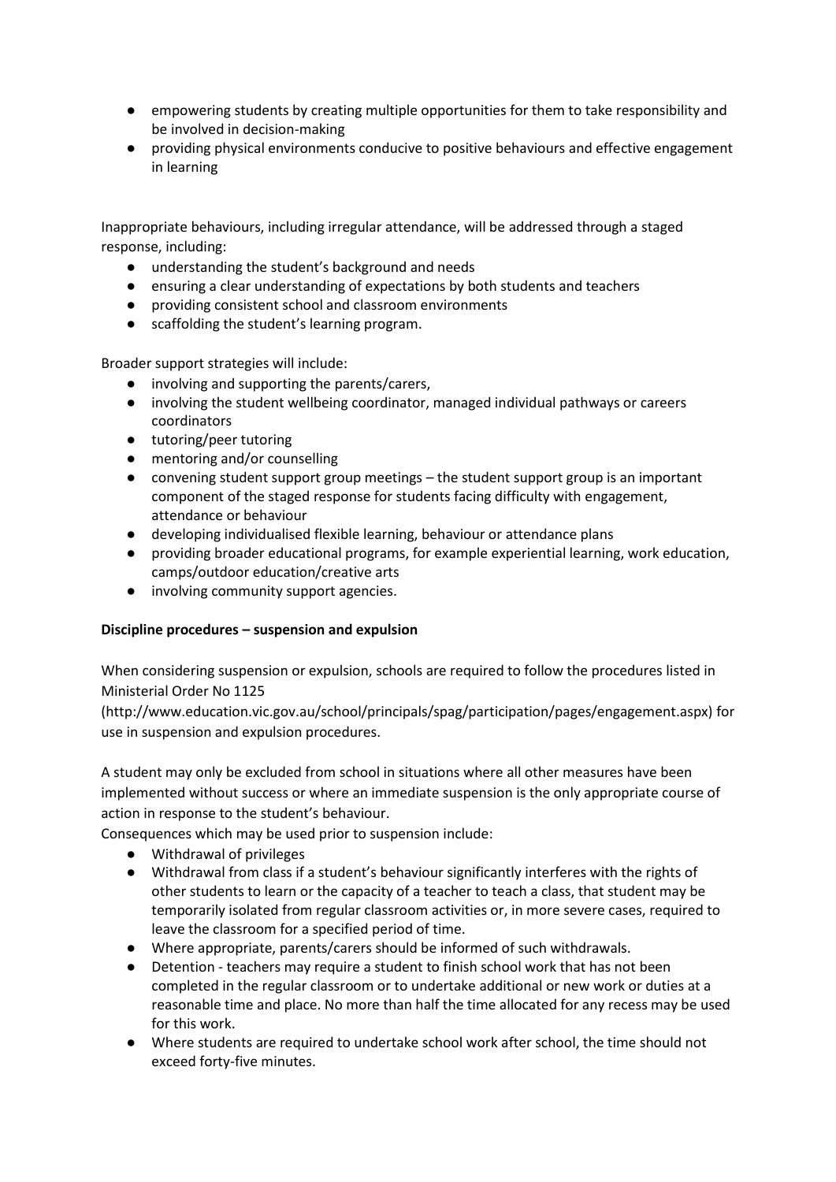- empowering students by creating multiple opportunities for them to take responsibility and be involved in decision-making
- providing physical environments conducive to positive behaviours and effective engagement in learning

Inappropriate behaviours, including irregular attendance, will be addressed through a staged response, including:

- understanding the student's background and needs
- ensuring a clear understanding of expectations by both students and teachers
- providing consistent school and classroom environments
- scaffolding the student's learning program.

Broader support strategies will include:

- involving and supporting the parents/carers,
- involving the student wellbeing coordinator, managed individual pathways or careers coordinators
- tutoring/peer tutoring
- mentoring and/or counselling
- convening student support group meetings – the student support group is an important component of the staged response for students facing difficulty with engagement, attendance or behaviour
- developing individualised flexible learning, behaviour or attendance plans
- providing broader educational programs, for example experiential learning, work education, camps/outdoor education/creative arts
- involving community support agencies.

**Discipline procedures – suspension and expulsion**

When considering suspension or expulsion, schools are required to follow the procedures listed in Ministerial Order No 1125 (http://www.education.vic.gov.au/school/principals/spag/participation/pages/engagement.aspx) for use in suspension and expulsion procedures.

A student may only be excluded from school in situations where all other measures have been implemented without success or where an immediate suspension is the only appropriate course of action in response to the student's behaviour.

Consequences which may be used prior to suspension include:

- Withdrawal of privileges
- Withdrawal from class if a student's behaviour significantly interferes with the rights of other students to learn or the capacity of a teacher to teach a class, that student may be temporarily isolated from regular classroom activities or, in more severe cases, required to leave the classroom for a specified period of time.
- Where appropriate, parents/carers should be informed of such withdrawals.
- Detention - teachers may require a student to finish school work that has not been completed in the regular classroom or to undertake additional or new work or duties at a reasonable time and place. No more than half the time allocated for any recess may be used for this work.
- Where students are required to undertake school work after school, the time should not exceed forty-five minutes.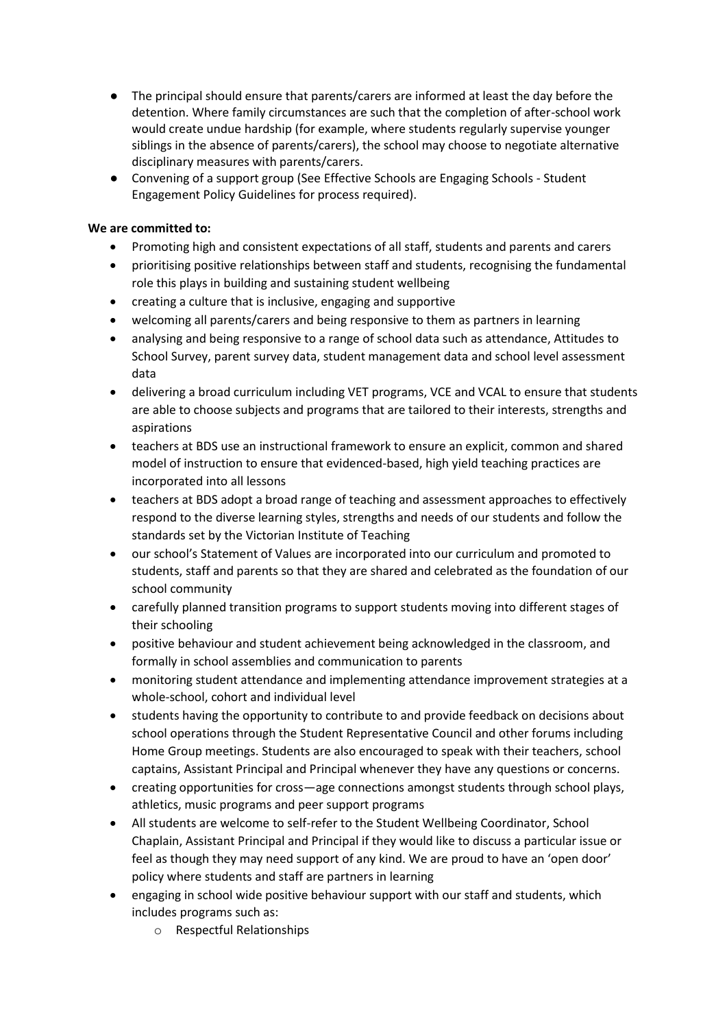- The principal should ensure that parents/carers are informed at least the day before the detention. Where family circumstances are such that the completion of after-school work would create undue hardship (for example, where students regularly supervise younger siblings in the absence of parents/carers), the school may choose to negotiate alternative disciplinary measures with parents/carers.
- Convening of a support group (See Effective Schools are Engaging Schools - Student Engagement Policy Guidelines for process required).

**We are committed to:**

- Promoting high and consistent expectations of all staff, students and parents and carers
- prioritising positive relationships between staff and students, recognising the fundamental role this plays in building and sustaining student wellbeing
- creating a culture that is inclusive, engaging and supportive
- welcoming all parents/carers and being responsive to them as partners in learning
- analysing and being responsive to a range of school data such as attendance, Attitudes to School Survey, parent survey data, student management data and school level assessment data
- delivering a broad curriculum including VET programs, VCE and VCAL to ensure that students are able to choose subjects and programs that are tailored to their interests, strengths and aspirations
- teachers at BDS use an instructional framework to ensure an explicit, common and shared model of instruction to ensure that evidenced-based, high yield teaching practices are incorporated into all lessons
- teachers at BDS adopt a broad range of teaching and assessment approaches to effectively respond to the diverse learning styles, strengths and needs of our students and follow the standards set by the Victorian Institute of Teaching
- our school's Statement of Values are incorporated into our curriculum and promoted to students, staff and parents so that they are shared and celebrated as the foundation of our school community
- carefully planned transition programs to support students moving into different stages of their schooling
- positive behaviour and student achievement being acknowledged in the classroom, and formally in school assemblies and communication to parents
- monitoring student attendance and implementing attendance improvement strategies at a whole-school, cohort and individual level
- students having the opportunity to contribute to and provide feedback on decisions about school operations through the Student Representative Council and other forums including Home Group meetings. Students are also encouraged to speak with their teachers, school captains, Assistant Principal and Principal whenever they have any questions or concerns.
- creating opportunities for cross—age connections amongst students through school plays, athletics, music programs and peer support programs
- All students are welcome to self-refer to the Student Wellbeing Coordinator, School Chaplain, Assistant Principal and Principal if they would like to discuss a particular issue or feel as though they may need support of any kind. We are proud to have an 'open door' policy where students and staff are partners in learning
- engaging in school wide positive behaviour support with our staff and students, which includes programs such as:
  - Respectful Relationships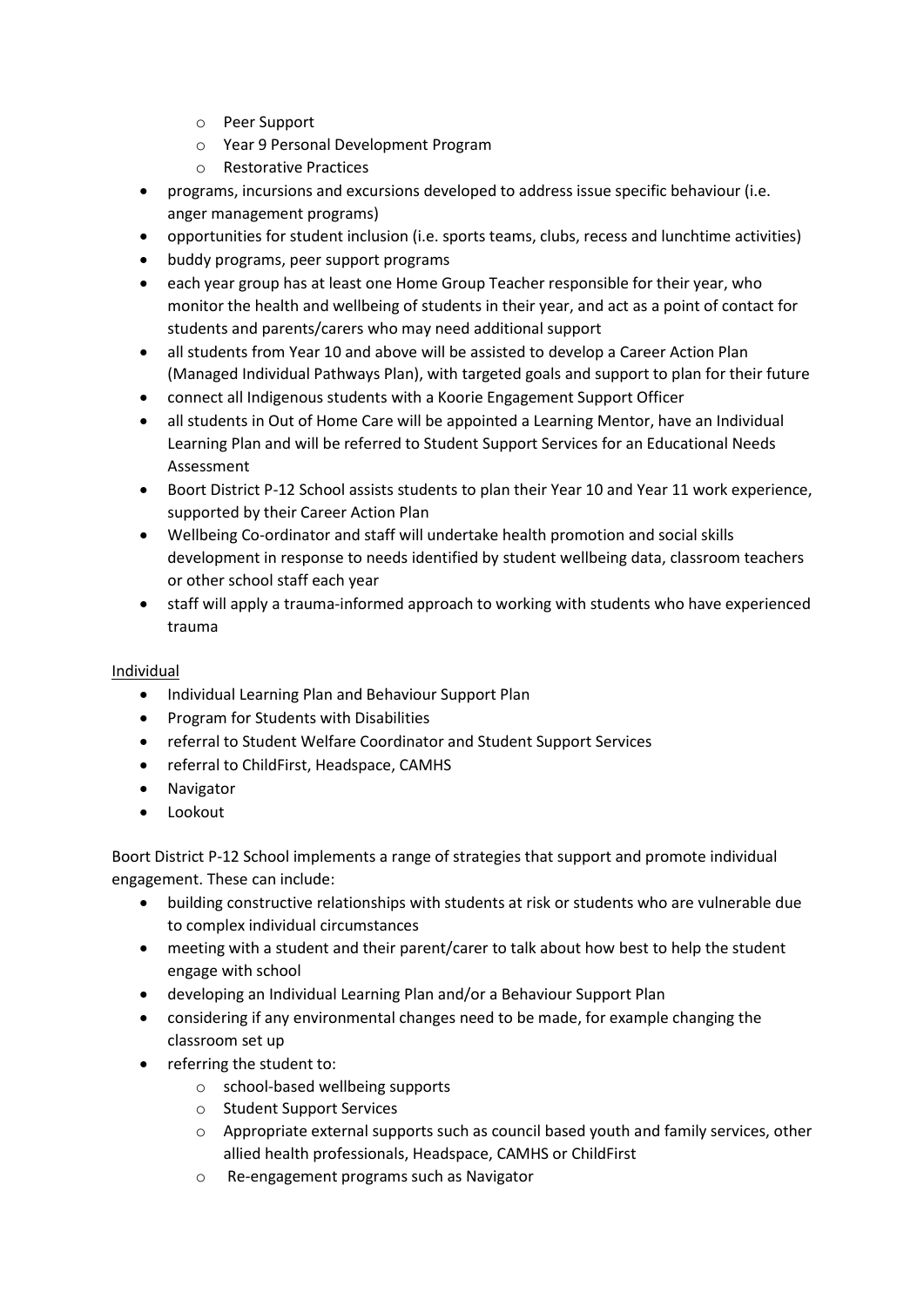- Peer Support
    - Year 9 Personal Development Program
    - Restorative Practices
- programs, incursions and excursions developed to address issue specific behaviour (i.e. anger management programs)
- opportunities for student inclusion (i.e. sports teams, clubs, recess and lunchtime activities)
- buddy programs, peer support programs
- each year group has at least one Home Group Teacher responsible for their year, who monitor the health and wellbeing of students in their year, and act as a point of contact for students and parents/carers who may need additional support
- all students from Year 10 and above will be assisted to develop a Career Action Plan (Managed Individual Pathways Plan), with targeted goals and support to plan for their future
- connect all Indigenous students with a Koorie Engagement Support Officer
- all students in Out of Home Care will be appointed a Learning Mentor, have an Individual Learning Plan and will be referred to Student Support Services for an Educational Needs Assessment
- Boort District P-12 School assists students to plan their Year 10 and Year 11 work experience, supported by their Career Action Plan
- Wellbeing Co-ordinator and staff will undertake health promotion and social skills development in response to needs identified by student wellbeing data, classroom teachers or other school staff each year
- staff will apply a trauma-informed approach to working with students who have experienced trauma

<u>Individual</u>

- Individual Learning Plan and Behaviour Support Plan
- Program for Students with Disabilities
- referral to Student Welfare Coordinator and Student Support Services
- referral to ChildFirst, Headspace, CAMHS
- Navigator
- Lookout

Boort District P-12 School implements a range of strategies that support and promote individual engagement. These can include:

- building constructive relationships with students at risk or students who are vulnerable due to complex individual circumstances
- meeting with a student and their parent/carer to talk about how best to help the student engage with school
- developing an Individual Learning Plan and/or a Behaviour Support Plan
- considering if any environmental changes need to be made, for example changing the classroom set up
- referring the student to:
    - school-based wellbeing supports
    - Student Support Services
    - Appropriate external supports such as council based youth and family services, other allied health professionals, Headspace, CAMHS or ChildFirst
    - Re-engagement programs such as Navigator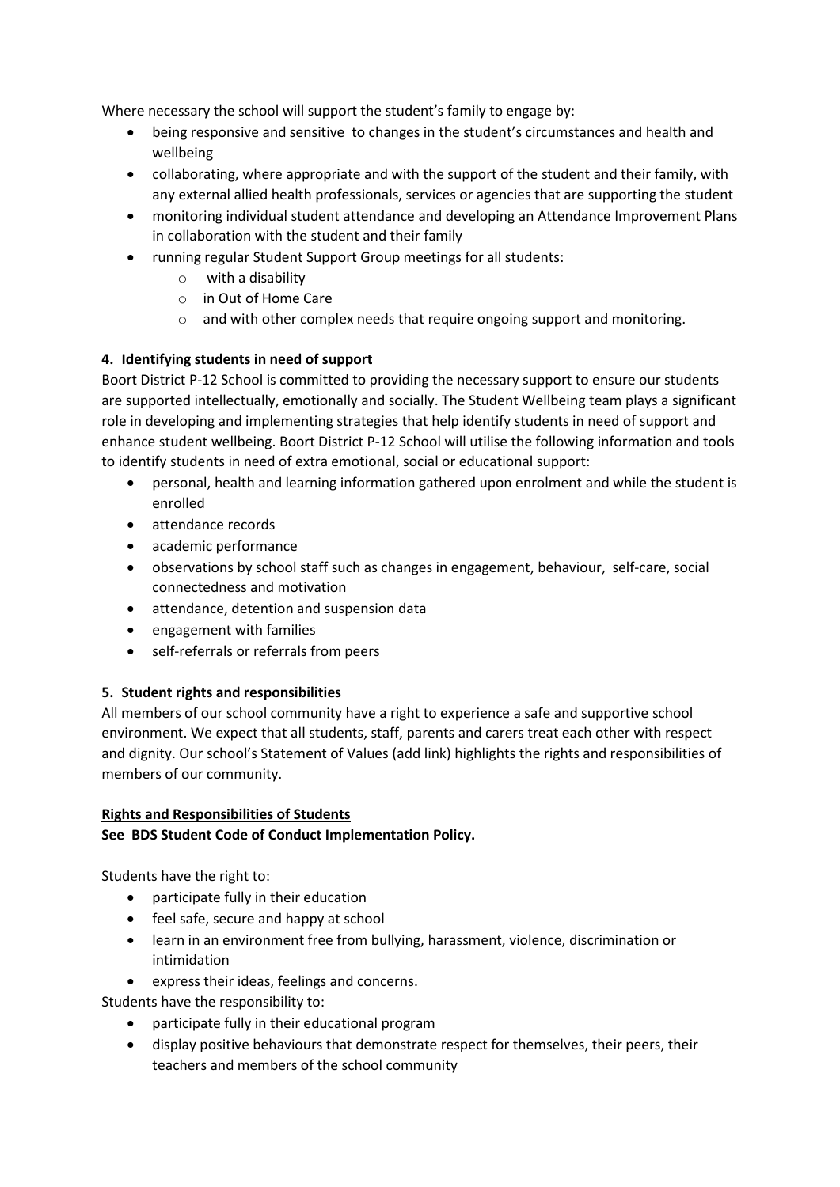Where necessary the school will support the student's family to engage by:

- being responsive and sensitive to changes in the student's circumstances and health and wellbeing
- collaborating, where appropriate and with the support of the student and their family, with any external allied health professionals, services or agencies that are supporting the student
- monitoring individual student attendance and developing an Attendance Improvement Plans in collaboration with the student and their family
- running regular Student Support Group meetings for all students:
  - with a disability
  - in Out of Home Care
  - and with other complex needs that require ongoing support and monitoring.

**4. Identifying students in need of support**

Boort District P-12 School is committed to providing the necessary support to ensure our students are supported intellectually, emotionally and socially. The Student Wellbeing team plays a significant role in developing and implementing strategies that help identify students in need of support and enhance student wellbeing. Boort District P-12 School will utilise the following information and tools to identify students in need of extra emotional, social or educational support:

- personal, health and learning information gathered upon enrolment and while the student is enrolled
- attendance records
- academic performance
- observations by school staff such as changes in engagement, behaviour, self-care, social connectedness and motivation
- attendance, detention and suspension data
- engagement with families
- self-referrals or referrals from peers

**5. Student rights and responsibilities**

All members of our school community have a right to experience a safe and supportive school environment. We expect that all students, staff, parents and carers treat each other with respect and dignity. Our school's Statement of Values (add link) highlights the rights and responsibilities of members of our community.

**Rights and Responsibilities of Students**

**See BDS Student Code of Conduct Implementation Policy.**

Students have the right to:

- participate fully in their education
- feel safe, secure and happy at school
- learn in an environment free from bullying, harassment, violence, discrimination or intimidation
- express their ideas, feelings and concerns.

Students have the responsibility to:

- participate fully in their educational program
- display positive behaviours that demonstrate respect for themselves, their peers, their teachers and members of the school community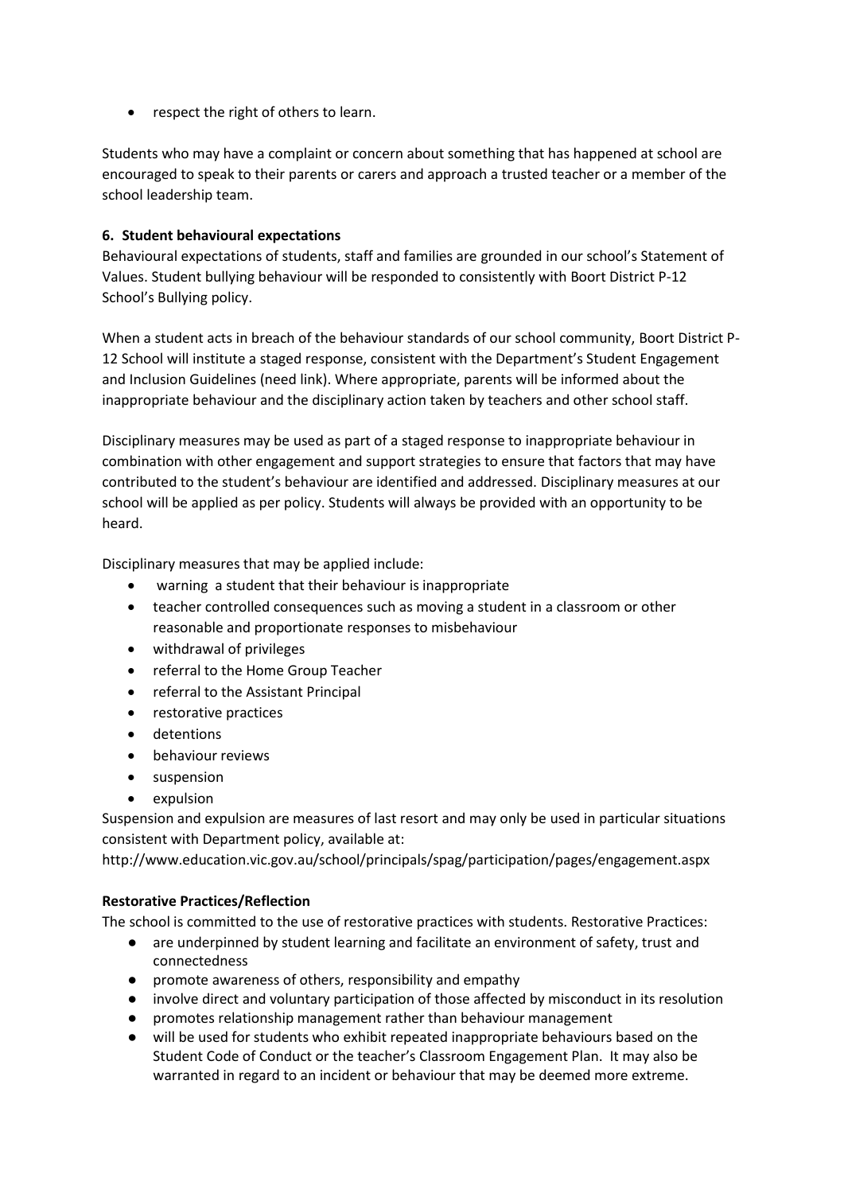- respect the right of others to learn.

Students who may have a complaint or concern about something that has happened at school are encouraged to speak to their parents or carers and approach a trusted teacher or a member of the school leadership team.

**6. Student behavioural expectations**

Behavioural expectations of students, staff and families are grounded in our school's Statement of Values. Student bullying behaviour will be responded to consistently with Boort District P-12 School's Bullying policy.

When a student acts in breach of the behaviour standards of our school community, Boort District P-12 School will institute a staged response, consistent with the Department's Student Engagement and Inclusion Guidelines (need link). Where appropriate, parents will be informed about the inappropriate behaviour and the disciplinary action taken by teachers and other school staff.

Disciplinary measures may be used as part of a staged response to inappropriate behaviour in combination with other engagement and support strategies to ensure that factors that may have contributed to the student's behaviour are identified and addressed. Disciplinary measures at our school will be applied as per policy. Students will always be provided with an opportunity to be heard.

Disciplinary measures that may be applied include:

- warning a student that their behaviour is inappropriate
- teacher controlled consequences such as moving a student in a classroom or other reasonable and proportionate responses to misbehaviour
- withdrawal of privileges
- referral to the Home Group Teacher
- referral to the Assistant Principal
- restorative practices
- detentions
- behaviour reviews
- suspension
- expulsion

Suspension and expulsion are measures of last resort and may only be used in particular situations consistent with Department policy, available at:
http://www.education.vic.gov.au/school/principals/spag/participation/pages/engagement.aspx

**Restorative Practices/Reflection**

The school is committed to the use of restorative practices with students. Restorative Practices:

- are underpinned by student learning and facilitate an environment of safety, trust and connectedness
- promote awareness of others, responsibility and empathy
- involve direct and voluntary participation of those affected by misconduct in its resolution
- promotes relationship management rather than behaviour management
- will be used for students who exhibit repeated inappropriate behaviours based on the Student Code of Conduct or the teacher's Classroom Engagement Plan. It may also be warranted in regard to an incident or behaviour that may be deemed more extreme.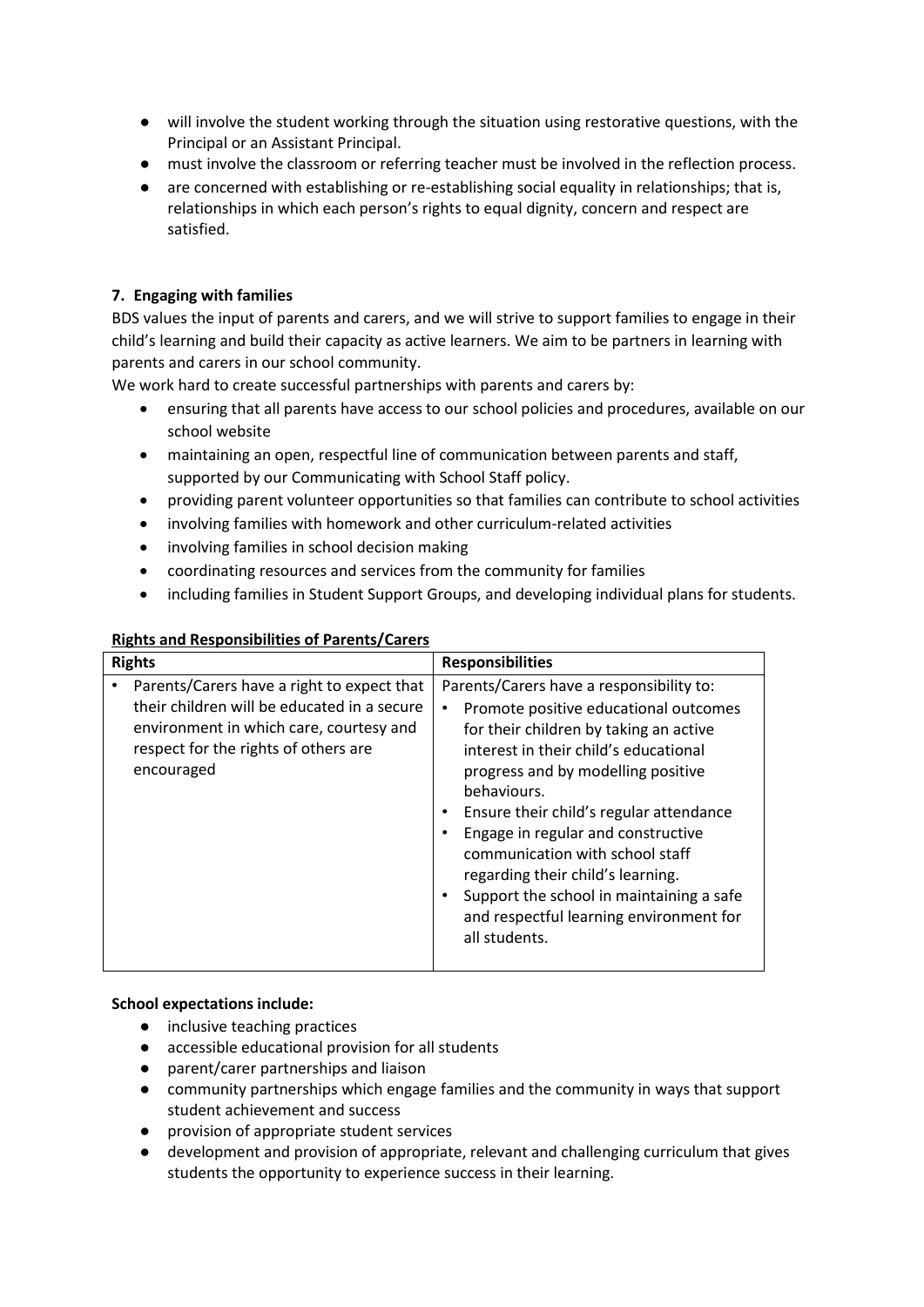- will involve the student working through the situation using restorative questions, with the Principal or an Assistant Principal.
- must involve the classroom or referring teacher must be involved in the reflection process.
- are concerned with establishing or re-establishing social equality in relationships; that is, relationships in which each person's rights to equal dignity, concern and respect are satisfied.

## 7. Engaging with families

BDS values the input of parents and carers, and we will strive to support families to engage in their child's learning and build their capacity as active learners. We aim to be partners in learning with parents and carers in our school community.

We work hard to create successful partnerships with parents and carers by:

- ensuring that all parents have access to our school policies and procedures, available on our school website
- maintaining an open, respectful line of communication between parents and staff, supported by our Communicating with School Staff policy.
- providing parent volunteer opportunities so that families can contribute to school activities
- involving families with homework and other curriculum-related activities
- involving families in school decision making
- coordinating resources and services from the community for families
- including families in Student Support Groups, and developing individual plans for students.

**Rights and Responsibilities of Parents/Carers**

| Rights | Responsibilities |
| --- | --- |
| • Parents/Carers have a right to expect that their children will be educated in a secure environment in which care, courtesy and respect for the rights of others are encouraged | Parents/Carers have a responsibility to:<br>• Promote positive educational outcomes for their children by taking an active interest in their child's educational progress and by modelling positive behaviours.<br>• Ensure their child's regular attendance<br>• Engage in regular and constructive communication with school staff regarding their child's learning.<br>• Support the school in maintaining a safe and respectful learning environment for all students. |

**School expectations include:**

- inclusive teaching practices
- accessible educational provision for all students
- parent/carer partnerships and liaison
- community partnerships which engage families and the community in ways that support student achievement and success
- provision of appropriate student services
- development and provision of appropriate, relevant and challenging curriculum that gives students the opportunity to experience success in their learning.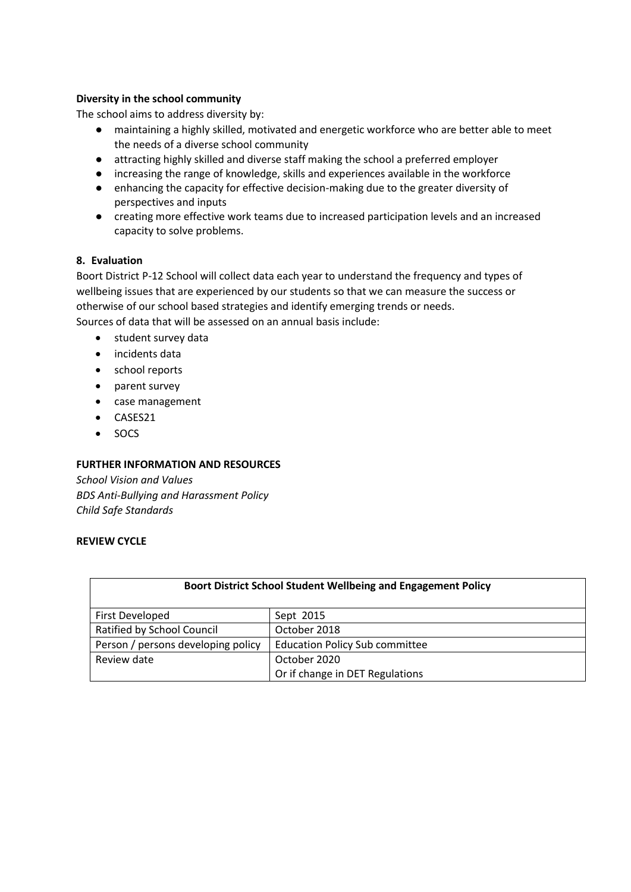**Diversity in the school community**

The school aims to address diversity by:

- maintaining a highly skilled, motivated and energetic workforce who are better able to meet the needs of a diverse school community
- attracting highly skilled and diverse staff making the school a preferred employer
- increasing the range of knowledge, skills and experiences available in the workforce
- enhancing the capacity for effective decision-making due to the greater diversity of perspectives and inputs
- creating more effective work teams due to increased participation levels and an increased capacity to solve problems.

**8. Evaluation**

Boort District P-12 School will collect data each year to understand the frequency and types of wellbeing issues that are experienced by our students so that we can measure the success or otherwise of our school based strategies and identify emerging trends or needs.

Sources of data that will be assessed on an annual basis include:

- student survey data
- incidents data
- school reports
- parent survey
- case management
- CASES21
- SOCS

**FURTHER INFORMATION AND RESOURCES**

*School Vision and Values*
*BDS Anti-Bullying and Harassment Policy*
*Child Safe Standards*

**REVIEW CYCLE**

| **Boort District School Student Wellbeing and Engagement Policy** | |
|---|---|
| First Developed | Sept 2015 |
| Ratified by School Council | October 2018 |
| Person / persons developing policy | Education Policy Sub committee |
| Review date | October 2020<br>Or if change in DET Regulations |